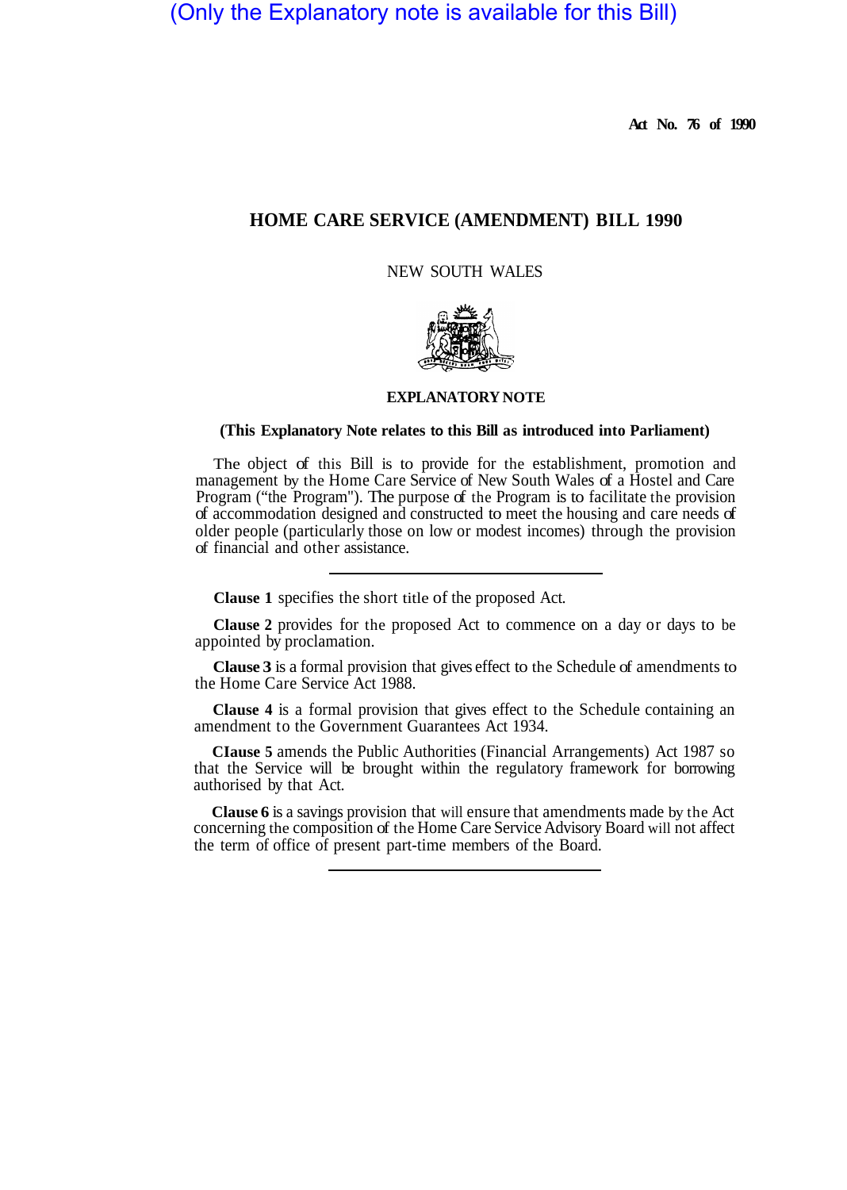(Only the Explanatory note is available for this Bill)

**Act No. 76 of 1990**

# HOME CARE SERVICE (AMENDMENT) BILL 1990

NEW SOUTH WALES

## EXPLANATORY NOTE

**(This Explanatory Note relates to this Bill as introduced into Parliament)**

The object of this Bill is to provide for the establishment, promotion and management by the Home Care Service of New South Wales of a Hostel and Care Program ("the Program"). The purpose of the Program is to facilitate the provision of accommodation designed and constructed to meet the housing and care needs of older people (particularly those on low or modest incomes) through the provision of financial and other assistance.

---

**Clause 1** specifies the short title of the proposed Act.

**Clause 2** provides for the proposed Act to commence on a day or days to be appointed by proclamation.

**Clause 3** is a formal provision that gives effect to the Schedule of amendments to the Home Care Service Act 1988.

**Clause 4** is a formal provision that gives effect to the Schedule containing an amendment to the Government Guarantees Act 1934.

**Clause 5** amends the Public Authorities (Financial Arrangements) Act 1987 so that the Service will be brought within the regulatory framework for borrowing authorised by that Act.

**Clause 6** is a savings provision that will ensure that amendments made by the Act concerning the composition of the Home Care Service Advisory Board will not affect the term of office of present part-time members of the Board.

---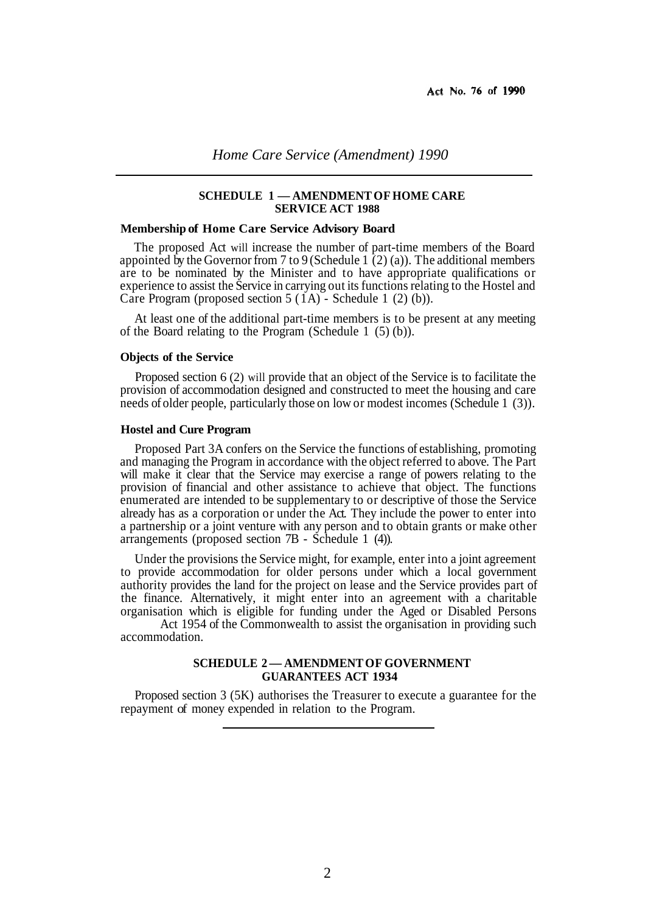Act No. 76 of 1990

*Home Care Service (Amendment) 1990*

## SCHEDULE 1 — AMENDMENT OF HOME CARE SERVICE ACT 1988

### Membership of Home Care Service Advisory Board

The proposed Act will increase the number of part-time members of the Board appointed by the Governor from 7 to 9 (Schedule 1 (2) (a)). The additional members are to be nominated by the Minister and to have appropriate qualifications or experience to assist the Service in carrying out its functions relating to the Hostel and Care Program (proposed section 5 (1A) - Schedule 1 (2) (b)).

At least one of the additional part-time members is to be present at any meeting of the Board relating to the Program (Schedule 1 (5) (b)).

### Objects of the Service

Proposed section 6 (2) will provide that an object of the Service is to facilitate the provision of accommodation designed and constructed to meet the housing and care needs of older people, particularly those on low or modest incomes (Schedule 1 (3)).

### Hostel and Cure Program

Proposed Part 3A confers on the Service the functions of establishing, promoting and managing the Program in accordance with the object referred to above. The Part will make it clear that the Service may exercise a range of powers relating to the provision of financial and other assistance to achieve that object. The functions enumerated are intended to be supplementary to or descriptive of those the Service already has as a corporation or under the Act. They include the power to enter into a partnership or a joint venture with any person and to obtain grants or make other arrangements (proposed section 7B - Schedule 1 (4)).

Under the provisions the Service might, for example, enter into a joint agreement to provide accommodation for older persons under which a local government authority provides the land for the project on lease and the Service provides part of the finance. Alternatively, it might enter into an agreement with a charitable organisation which is eligible for funding under the Aged or Disabled Persons Act 1954 of the Commonwealth to assist the organisation in providing such accommodation.

## SCHEDULE 2 — AMENDMENT OF GOVERNMENT GUARANTEES ACT 1934

Proposed section 3 (5K) authorises the Treasurer to execute a guarantee for the repayment of money expended in relation to the Program.